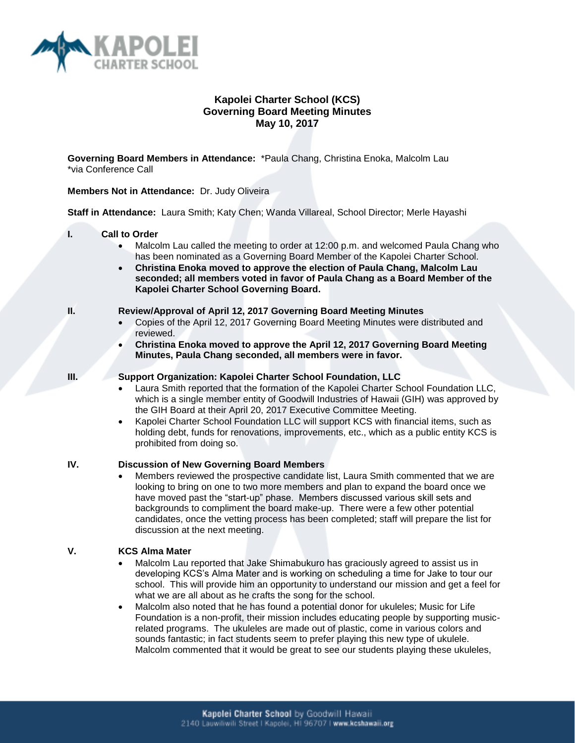# Kapolei Charter School (KCS)
## Governing Board Meeting Minutes
### May 10, 2017

**Governing Board Members in Attendance:** *Paula Chang, Christina Enoka, Malcolm Lau
*via Conference Call

**Members Not in Attendance:** Dr. Judy Oliveira

**Staff in Attendance:** Laura Smith; Katy Chen; Wanda Villareal, School Director; Merle Hayashi

**I. Call to Order**

- Malcolm Lau called the meeting to order at 12:00 p.m. and welcomed Paula Chang who has been nominated as a Governing Board Member of the Kapolei Charter School.
- **Christina Enoka moved to approve the election of Paula Chang, Malcolm Lau seconded; all members voted in favor of Paula Chang as a Board Member of the Kapolei Charter School Governing Board.**

**II. Review/Approval of April 12, 2017 Governing Board Meeting Minutes**

- Copies of the April 12, 2017 Governing Board Meeting Minutes were distributed and reviewed.
- **Christina Enoka moved to approve the April 12, 2017 Governing Board Meeting Minutes, Paula Chang seconded, all members were in favor.**

**III. Support Organization: Kapolei Charter School Foundation, LLC**

- Laura Smith reported that the formation of the Kapolei Charter School Foundation LLC, which is a single member entity of Goodwill Industries of Hawaii (GIH) was approved by the GIH Board at their April 20, 2017 Executive Committee Meeting.
- Kapolei Charter School Foundation LLC will support KCS with financial items, such as holding debt, funds for renovations, improvements, etc., which as a public entity KCS is prohibited from doing so.

**IV. Discussion of New Governing Board Members**

- Members reviewed the prospective candidate list, Laura Smith commented that we are looking to bring on one to two more members and plan to expand the board once we have moved past the "start-up" phase. Members discussed various skill sets and backgrounds to compliment the board make-up. There were a few other potential candidates, once the vetting process has been completed; staff will prepare the list for discussion at the next meeting.

**V. KCS Alma Mater**

- Malcolm Lau reported that Jake Shimabukuro has graciously agreed to assist us in developing KCS's Alma Mater and is working on scheduling a time for Jake to tour our school. This will provide him an opportunity to understand our mission and get a feel for what we are all about as he crafts the song for the school.
- Malcolm also noted that he has found a potential donor for ukuleles; Music for Life Foundation is a non-profit, their mission includes educating people by supporting music-related programs. The ukuleles are made out of plastic, come in various colors and sounds fantastic; in fact students seem to prefer playing this new type of ukulele. Malcolm commented that it would be great to see our students playing these ukuleles,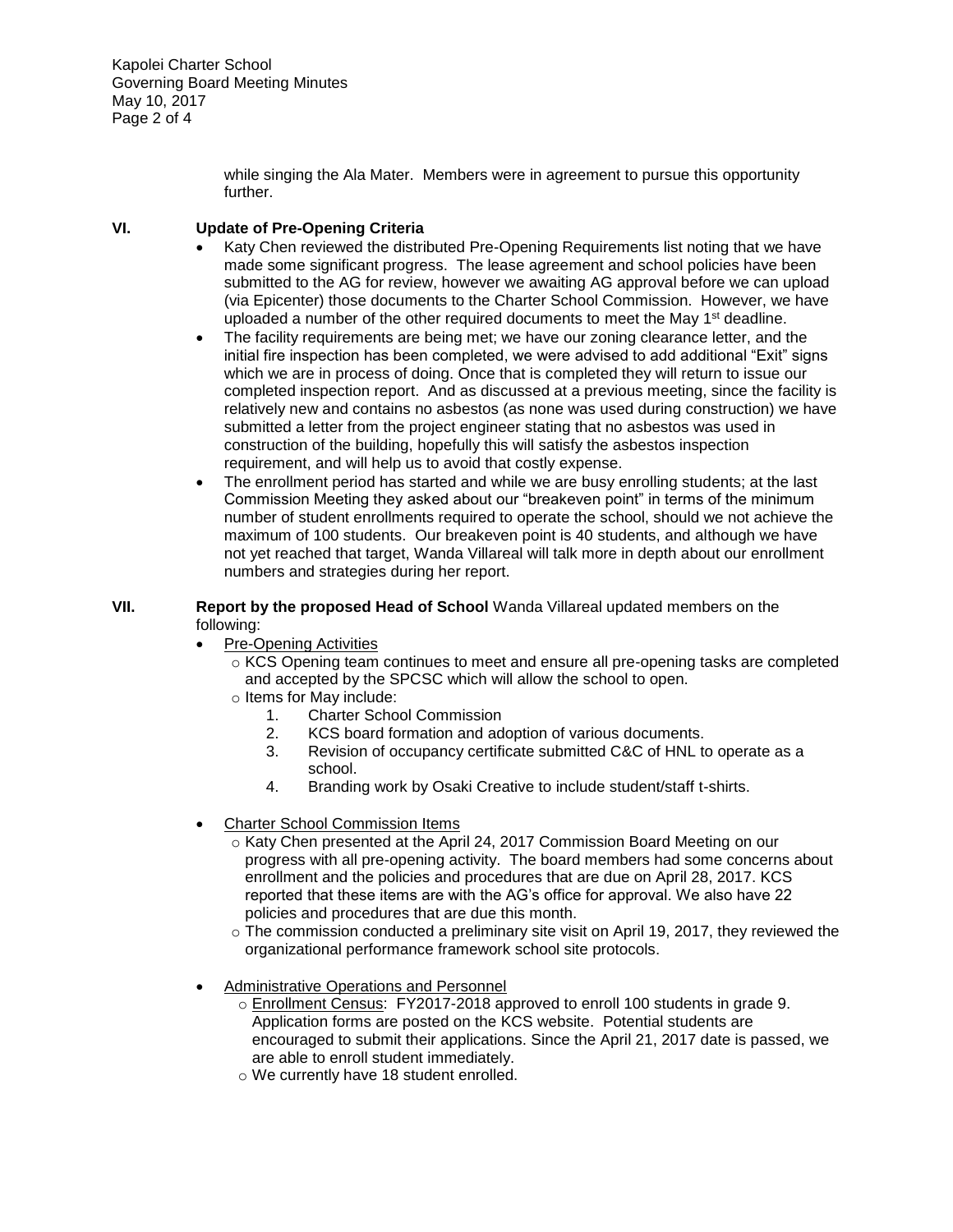while singing the Ala Mater. Members were in agreement to pursue this opportunity further.

**VI. Update of Pre-Opening Criteria**

- Katy Chen reviewed the distributed Pre-Opening Requirements list noting that we have made some significant progress. The lease agreement and school policies have been submitted to the AG for review, however we awaiting AG approval before we can upload (via Epicenter) those documents to the Charter School Commission. However, we have uploaded a number of the other required documents to meet the May 1st deadline.
- The facility requirements are being met; we have our zoning clearance letter, and the initial fire inspection has been completed, we were advised to add additional "Exit" signs which we are in process of doing. Once that is completed they will return to issue our completed inspection report. And as discussed at a previous meeting, since the facility is relatively new and contains no asbestos (as none was used during construction) we have submitted a letter from the project engineer stating that no asbestos was used in construction of the building, hopefully this will satisfy the asbestos inspection requirement, and will help us to avoid that costly expense.
- The enrollment period has started and while we are busy enrolling students; at the last Commission Meeting they asked about our "breakeven point" in terms of the minimum number of student enrollments required to operate the school, should we not achieve the maximum of 100 students. Our breakeven point is 40 students, and although we have not yet reached that target, Wanda Villareal will talk more in depth about our enrollment numbers and strategies during her report.

**VII. Report by the proposed Head of School** Wanda Villareal updated members on the following:

- Pre-Opening Activities
  - KCS Opening team continues to meet and ensure all pre-opening tasks are completed and accepted by the SPCSC which will allow the school to open.
  - Items for May include:
    1. Charter School Commission
    2. KCS board formation and adoption of various documents.
    3. Revision of occupancy certificate submitted C&C of HNL to operate as a school.
    4. Branding work by Osaki Creative to include student/staff t-shirts.
- Charter School Commission Items
  - Katy Chen presented at the April 24, 2017 Commission Board Meeting on our progress with all pre-opening activity. The board members had some concerns about enrollment and the policies and procedures that are due on April 28, 2017. KCS reported that these items are with the AG's office for approval. We also have 22 policies and procedures that are due this month.
  - The commission conducted a preliminary site visit on April 19, 2017, they reviewed the organizational performance framework school site protocols.
- Administrative Operations and Personnel
  - Enrollment Census: FY2017-2018 approved to enroll 100 students in grade 9. Application forms are posted on the KCS website. Potential students are encouraged to submit their applications. Since the April 21, 2017 date is passed, we are able to enroll student immediately.
  - We currently have 18 student enrolled.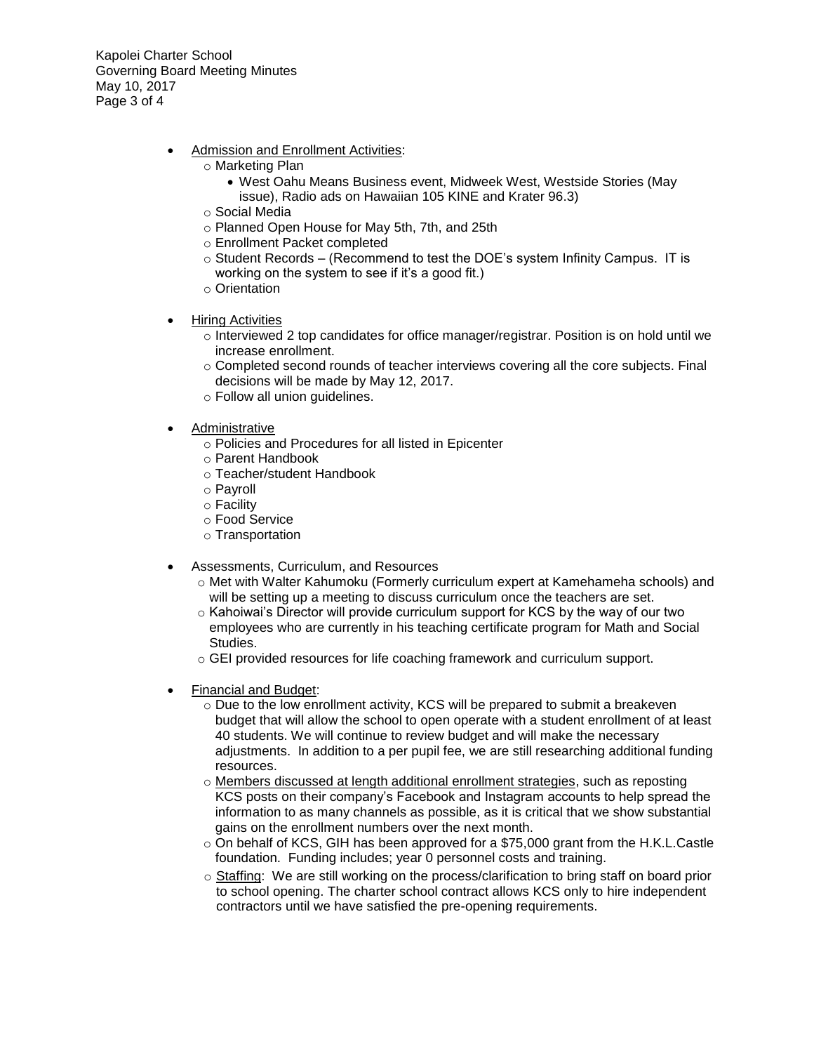- <u>Admission and Enrollment Activities</u>:
  - Marketing Plan
    - West Oahu Means Business event, Midweek West, Westside Stories (May issue), Radio ads on Hawaiian 105 KINE and Krater 96.3)
  - Social Media
  - Planned Open House for May 5th, 7th, and 25th
  - Enrollment Packet completed
  - Student Records – (Recommend to test the DOE's system Infinity Campus. IT is working on the system to see if it's a good fit.)
  - Orientation

- <u>Hiring Activities</u>
  - Interviewed 2 top candidates for office manager/registrar. Position is on hold until we increase enrollment.
  - Completed second rounds of teacher interviews covering all the core subjects. Final decisions will be made by May 12, 2017.
  - Follow all union guidelines.

- <u>Administrative</u>
  - Policies and Procedures for all listed in Epicenter
  - Parent Handbook
  - Teacher/student Handbook
  - Payroll
  - Facility
  - Food Service
  - Transportation

- Assessments, Curriculum, and Resources
  - Met with Walter Kahumoku (Formerly curriculum expert at Kamehameha schools) and will be setting up a meeting to discuss curriculum once the teachers are set.
  - Kahoiwai's Director will provide curriculum support for KCS by the way of our two employees who are currently in his teaching certificate program for Math and Social Studies.
  - GEI provided resources for life coaching framework and curriculum support.

- <u>Financial and Budget</u>:
  - Due to the low enrollment activity, KCS will be prepared to submit a breakeven budget that will allow the school to open operate with a student enrollment of at least 40 students. We will continue to review budget and will make the necessary adjustments. In addition to a per pupil fee, we are still researching additional funding resources.
  - <u>Members discussed at length additional enrollment strategies</u>, such as reposting KCS posts on their company's Facebook and Instagram accounts to help spread the information to as many channels as possible, as it is critical that we show substantial gains on the enrollment numbers over the next month.
  - On behalf of KCS, GIH has been approved for a $75,000 grant from the H.K.L.Castle foundation. Funding includes; year 0 personnel costs and training.
  - <u>Staffing</u>: We are still working on the process/clarification to bring staff on board prior to school opening. The charter school contract allows KCS only to hire independent contractors until we have satisfied the pre-opening requirements.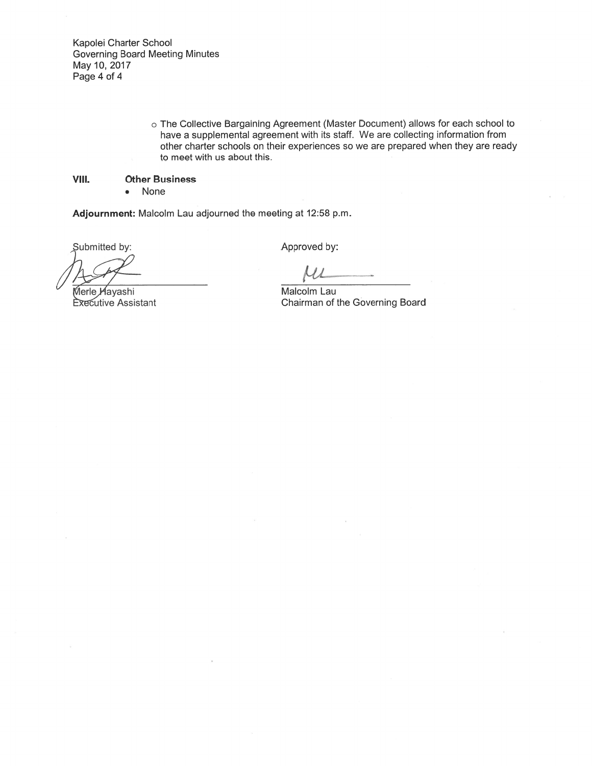- The Collective Bargaining Agreement (Master Document) allows for each school to have a supplemental agreement with its staff. We are collecting information from other charter schools on their experiences so we are prepared when they are ready to meet with us about this.

**VIII. Other Business**

- None

**Adjournment:** Malcolm Lau adjourned the meeting at 12:58 p.m.

Submitted by:

Merle Hayashi
Executive Assistant

Approved by:

Malcolm Lau
Chairman of the Governing Board